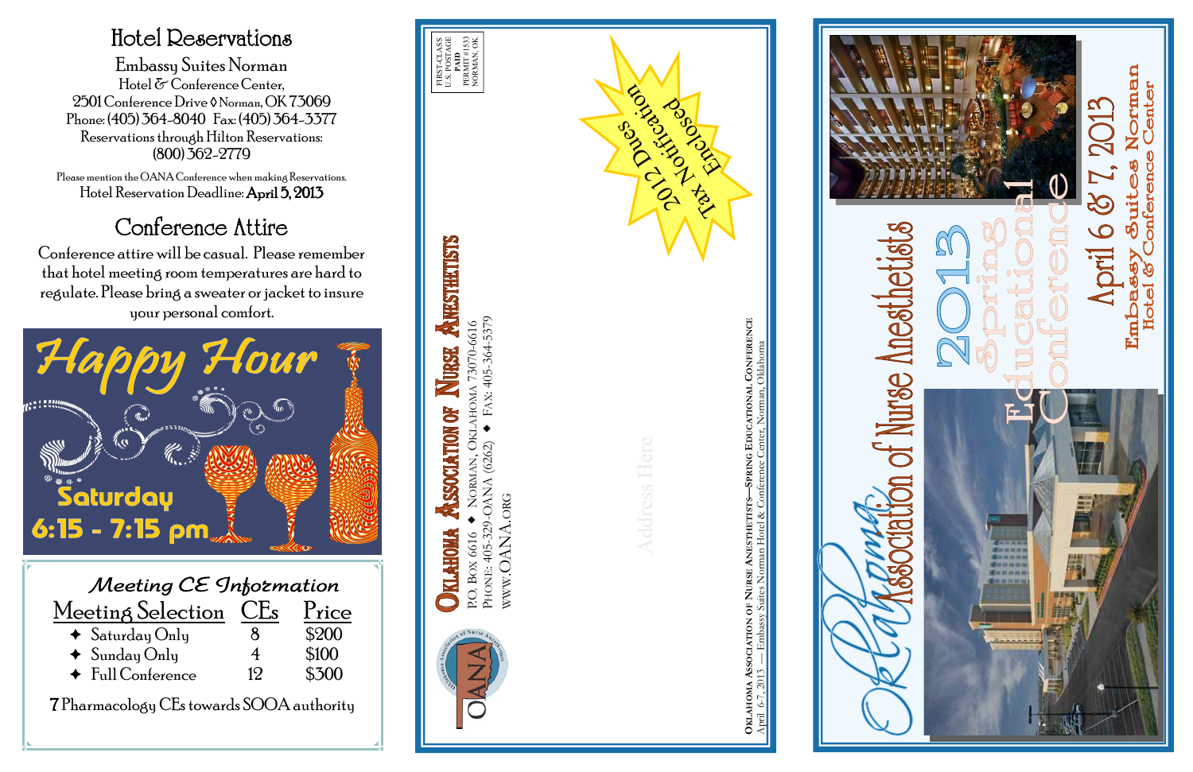## Hotel Reservations

**Embassy Suites Norman**
Hotel & Conference Center,
2501 Conference Drive ◊ Norman, OK 73069
Phone: (405) 364-8040 Fax: (405) 364-3377
Reservations through Hilton Reservations:
(800) 362-2779

Please mention the OANA Conference when making Reservations.
Hotel Reservation Deadline: **April 5, 2013**

## Conference Attire

Conference attire will be casual. Please remember that hotel meeting room temperatures are hard to regulate. Please bring a sweater or jacket to insure your personal comfort.

## Happy Hour

Saturday
6:15 - 7:15 pm

### Meeting CE Information

| Meeting Selection | CEs | Price |
|---|---|---|
| ✦ Saturday Only | 8 | $200 |
| ✦ Sunday Only | 4 | $100 |
| ✦ Full Conference | 12 | $300 |

7 Pharmacology CEs towards SOOA authority

---

FIRST-CLASS
U.S. POSTAGE
PAID
PERMIT #1533
NORMAN, OK

**Oklahoma Association of Nurse Anesthetists**
P.O. Box 6616 ✦ Norman, Oklahoma 73070-6616
Phone: 405-329-OANA (6262) ✦ Fax: 405-364-5379
www.OANA.org

2012 Dues Tax Notification Enclosed

Address Here

**Oklahoma Association of Nurse Anesthetists—Spring Educational Conference**
April 6-7, 2013 — Embassy Suites Norman Hotel & Conference Center, Norman, Oklahoma

---

# Oklahoma Association of Nurse Anesthetists

## 2013 Spring Educational Conference

## April 6 & 7, 2013

**Embassy Suites Norman Hotel & Conference Center**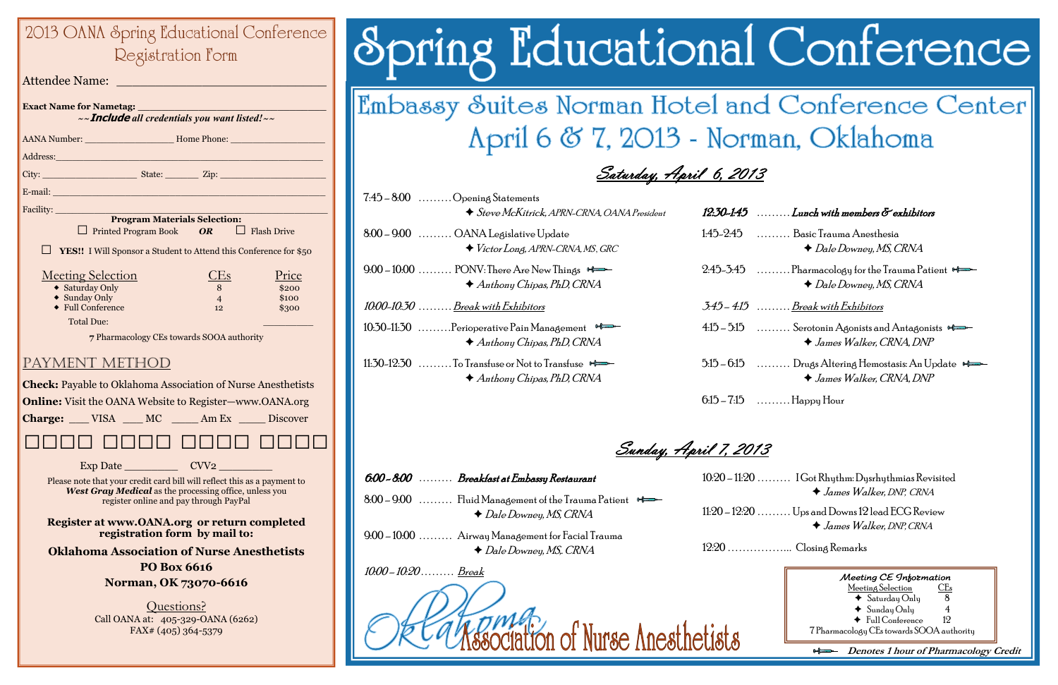# 2013 OANA Spring Educational Conference Registration Form

Attendee Name: ______________________________

**Exact Name for Nametag:** ______________________________

*~~**Include** all credentials you want listed!~~*

AANA Number: ________________ Home Phone: ________________

Address: ______________________________________________

City: ________________ State: ______ Zip: ________________

E-mail: ______________________________________________

Facility: ______________________________________________

**Program Materials Selection:**

☐ Printed Program Book **OR** ☐ Flash Drive

☐ **YES!!** I Will Sponsor a Student to Attend this Conference for $50

| Meeting Selection | CEs | Price |
|---|---|---|
| ◆ Saturday Only | 8 | $200 |
| ◆ Sunday Only | 4 | $100 |
| ◆ Full Conference | 12 | $300 |
| Total Due: | | ________ |

7 Pharmacology CEs towards SOOA authority

## PAYMENT METHOD

**Check:** Payable to Oklahoma Association of Nurse Anesthetists

**Online:** Visit the OANA Website to Register—www.OANA.org

**Charge:** ___ VISA ___ MC ____ Am Ex ____ Discover

☐☐☐☐ ☐☐☐☐ ☐☐☐☐ ☐☐☐☐

Exp Date ________ CVV2 ________

Please note that your credit card bill will reflect this as a payment to ***West Gray Medical*** as the processing office, unless you register online and pay through PayPal

**Register at www.OANA.org or return completed registration form by mail to:**

**Oklahoma Association of Nurse Anesthetists**
**PO Box 6616**
**Norman, OK 73070-6616**

Questions?

Call OANA at: 405-329-OANA (6262)
FAX# (405) 364-5379

# Spring Educational Conference

## Embassy Suites Norman Hotel and Conference Center
## April 6 & 7, 2013 - Norman, Oklahoma

### Saturday, April 6, 2013

7:45 – 8:00 ......... Opening Statements
✦ *Steve McKitrick, APRN-CRNA, OANA President*

8:00 – 9:00 ......... OANA Legislative Update
✦ *Victor Long, APRN-CRNA, MS, GRC*

9:00 – 10:00 ......... PONV: There Are New Things (pharmacology credit)
✦ *Anthony Chipas, PhD, CRNA*

*10:00-10:30* ......... *Break with Exhibitors*

10:30-11:30 ......... Perioperative Pain Management (pharmacology credit)
✦ *Anthony Chipas, PhD, CRNA*

11:30-12:30 ......... To Transfuse or Not to Transfuse (pharmacology credit)
✦ *Anthony Chipas, PhD, CRNA*

***12:30-1:45*** ......... ***Lunch with members & exhibitors***

1:45-2:45 ......... Basic Trauma Anesthesia
✦ *Dale Downey, MS, CRNA*

2:45-3:45 ......... Pharmacology for the Trauma Patient (pharmacology credit)
✦ *Dale Downey, MS, CRNA*

*3:45 – 4:15* ......... *Break with Exhibitors*

4:15 – 5:15 ......... Serotonin Agonists and Antagonists (pharmacology credit)
✦ *James Walker, CRNA, DNP*

5:15 – 6:15 ......... Drugs Altering Hemostasis: An Update (pharmacology credit)
✦ *James Walker, CRNA, DNP*

6:15 – 7:15 ......... Happy Hour

### Sunday, April 7, 2013

***6:00 – 8:00*** ......... ***Breakfast at Embassy Restaurant***

8:00 – 9:00 ......... Fluid Management of the Trauma Patient (pharmacology credit)
✦ *Dale Downey, MS, CRNA*

9:00 – 10:00 ......... Airway Management for Facial Trauma
✦ *Dale Downey, MS, CRNA*

*10:00 – 10:20* ......... *Break*

10:20 – 11:20 ......... I Got Rhythm: Dysrhythmias Revisited
✦ *James Walker, DNP, CRNA*

11:20 – 12:20 ......... Ups and Downs 12 lead ECG Review
✦ *James Walker, DNP, CRNA*

12:20 .................. Closing Remarks

Oklahoma Association of Nurse Anesthetists

***Meeting CE Information***

| Meeting Selection | CEs |
|---|---|
| ✦ Saturday Only | 8 |
| ✦ Sunday Only | 4 |
| ✦ Full Conference | 12 |

7 Pharmacology CEs towards SOOA authority

***Denotes 1 hour of Pharmacology Credit***